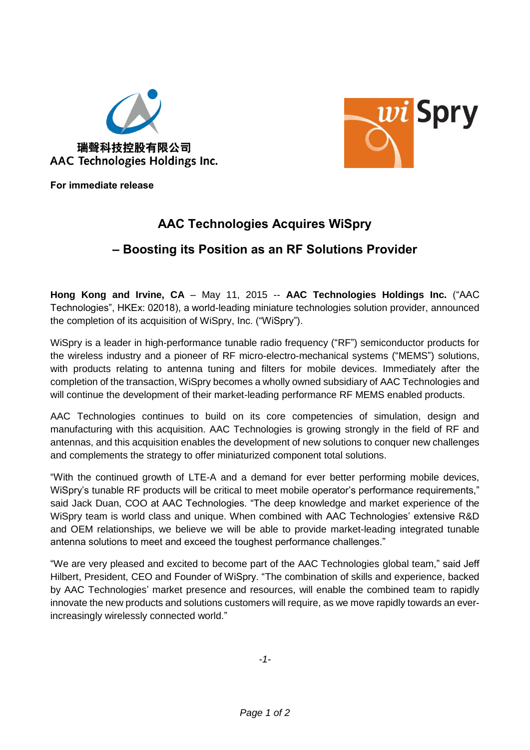瑞聲科技控股有限公司
AAC Technologies Holdings Inc.

**For immediate release**

# AAC Technologies Acquires WiSpry

## – Boosting its Position as an RF Solutions Provider

**Hong Kong and Irvine, CA** – May 11, 2015 -- **AAC Technologies Holdings Inc.** ("AAC Technologies", HKEx: 02018), a world-leading miniature technologies solution provider, announced the completion of its acquisition of WiSpry, Inc. ("WiSpry").

WiSpry is a leader in high-performance tunable radio frequency ("RF") semiconductor products for the wireless industry and a pioneer of RF micro-electro-mechanical systems ("MEMS") solutions, with products relating to antenna tuning and filters for mobile devices. Immediately after the completion of the transaction, WiSpry becomes a wholly owned subsidiary of AAC Technologies and will continue the development of their market-leading performance RF MEMS enabled products.

AAC Technologies continues to build on its core competencies of simulation, design and manufacturing with this acquisition. AAC Technologies is growing strongly in the field of RF and antennas, and this acquisition enables the development of new solutions to conquer new challenges and complements the strategy to offer miniaturized component total solutions.

"With the continued growth of LTE-A and a demand for ever better performing mobile devices, WiSpry's tunable RF products will be critical to meet mobile operator's performance requirements," said Jack Duan, COO at AAC Technologies. "The deep knowledge and market experience of the WiSpry team is world class and unique. When combined with AAC Technologies' extensive R&D and OEM relationships, we believe we will be able to provide market-leading integrated tunable antenna solutions to meet and exceed the toughest performance challenges."

"We are very pleased and excited to become part of the AAC Technologies global team," said Jeff Hilbert, President, CEO and Founder of WiSpry. "The combination of skills and experience, backed by AAC Technologies' market presence and resources, will enable the combined team to rapidly innovate the new products and solutions customers will require, as we move rapidly towards an ever-increasingly wirelessly connected world."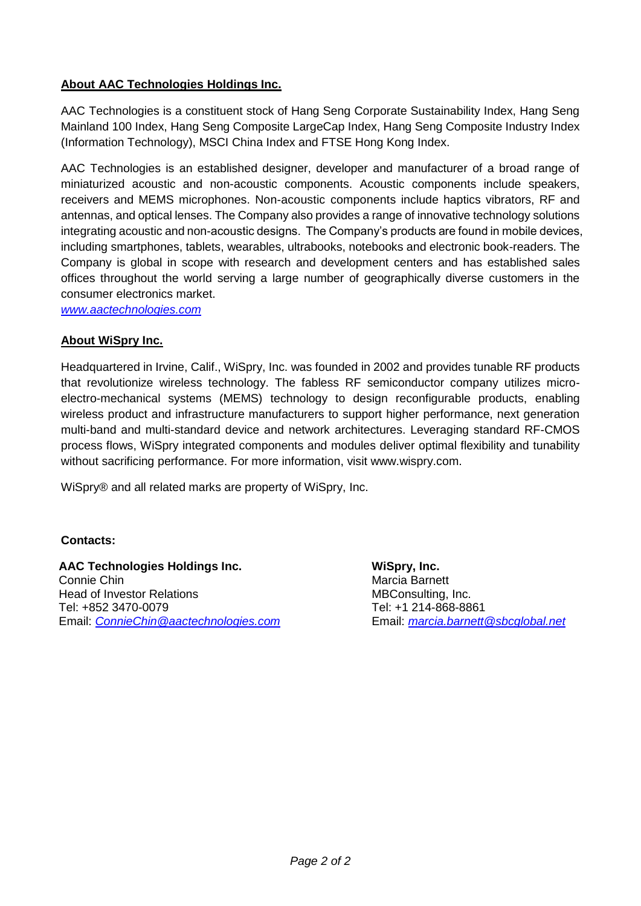**About AAC Technologies Holdings Inc.**

AAC Technologies is a constituent stock of Hang Seng Corporate Sustainability Index, Hang Seng Mainland 100 Index, Hang Seng Composite LargeCap Index, Hang Seng Composite Industry Index (Information Technology), MSCI China Index and FTSE Hong Kong Index.

AAC Technologies is an established designer, developer and manufacturer of a broad range of miniaturized acoustic and non-acoustic components. Acoustic components include speakers, receivers and MEMS microphones. Non-acoustic components include haptics vibrators, RF and antennas, and optical lenses. The Company also provides a range of innovative technology solutions integrating acoustic and non-acoustic designs. The Company's products are found in mobile devices, including smartphones, tablets, wearables, ultrabooks, notebooks and electronic book-readers. The Company is global in scope with research and development centers and has established sales offices throughout the world serving a large number of geographically diverse customers in the consumer electronics market.
*www.aactechnologies.com*

**About WiSpry Inc.**

Headquartered in Irvine, Calif., WiSpry, Inc. was founded in 2002 and provides tunable RF products that revolutionize wireless technology. The fabless RF semiconductor company utilizes micro-electro-mechanical systems (MEMS) technology to design reconfigurable products, enabling wireless product and infrastructure manufacturers to support higher performance, next generation multi-band and multi-standard device and network architectures. Leveraging standard RF-CMOS process flows, WiSpry integrated components and modules deliver optimal flexibility and tunability without sacrificing performance. For more information, visit www.wispry.com.

WiSpry® and all related marks are property of WiSpry, Inc.

**Contacts:**

**AAC Technologies Holdings Inc.**
Connie Chin
Head of Investor Relations
Tel: +852 3470-0079
Email: *ConnieChin@aactechnologies.com*

**WiSpry, Inc.**
Marcia Barnett
MBConsulting, Inc.
Tel: +1 214-868-8861
Email: *marcia.barnett@sbcglobal.net*